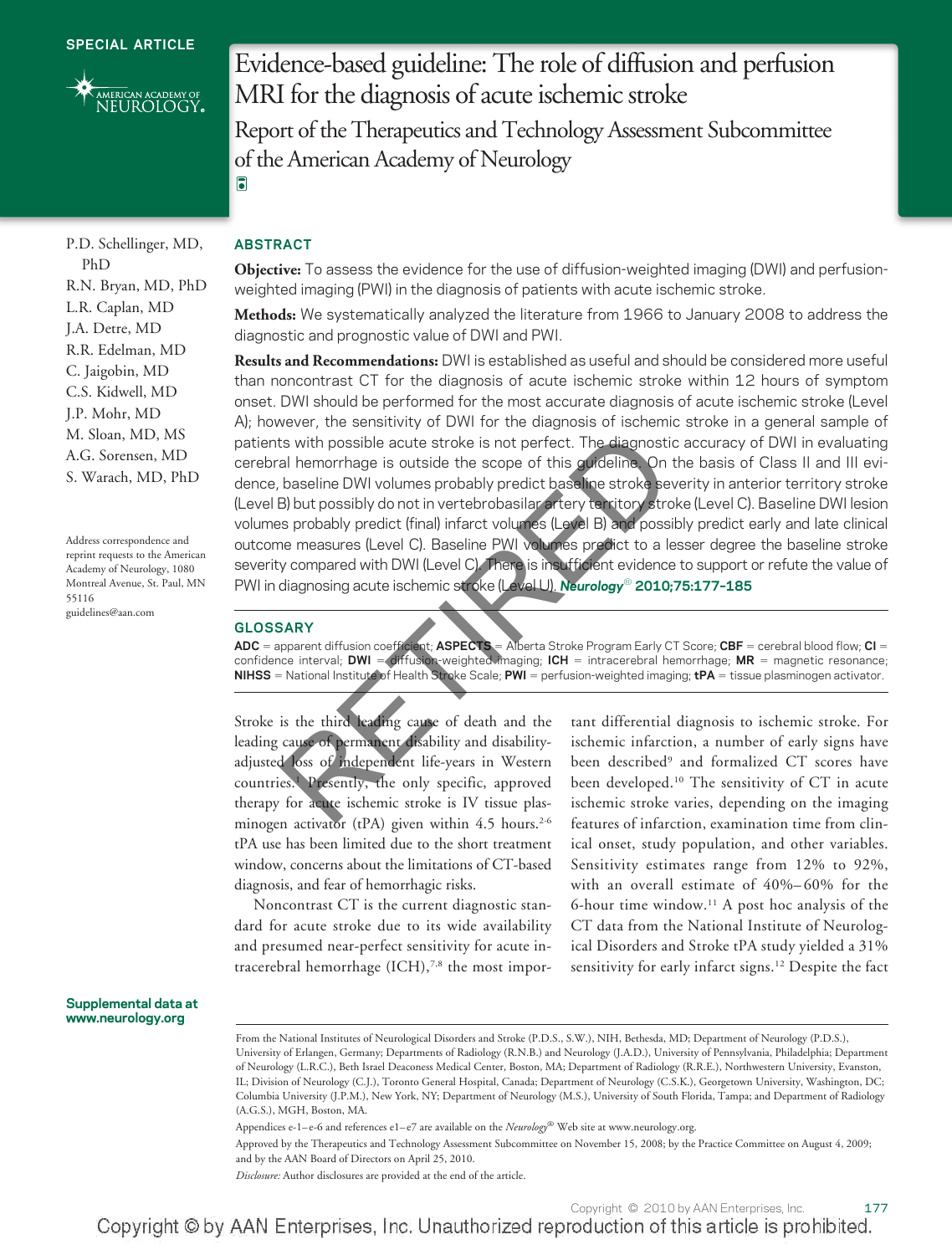SPECIAL ARTICLE

# Evidence-based guideline: The role of diffusion and perfusion MRI for the diagnosis of acute ischemic stroke

## Report of the Therapeutics and Technology Assessment Subcommittee of the American Academy of Neurology

P.D. Schellinger, MD, PhD
R.N. Bryan, MD, PhD
L.R. Caplan, MD
J.A. Detre, MD
R.R. Edelman, MD
C. Jaigobin, MD
C.S. Kidwell, MD
J.P. Mohr, MD
M. Sloan, MD, MS
A.G. Sorensen, MD
S. Warach, MD, PhD

Address correspondence and reprint requests to the American Academy of Neurology, 1080 Montreal Avenue, St. Paul, MN 55116
guidelines@aan.com

## ABSTRACT

**Objective:** To assess the evidence for the use of diffusion-weighted imaging (DWI) and perfusion-weighted imaging (PWI) in the diagnosis of patients with acute ischemic stroke.

**Methods:** We systematically analyzed the literature from 1966 to January 2008 to address the diagnostic and prognostic value of DWI and PWI.

**Results and Recommendations:** DWI is established as useful and should be considered more useful than noncontrast CT for the diagnosis of acute ischemic stroke within 12 hours of symptom onset. DWI should be performed for the most accurate diagnosis of acute ischemic stroke (Level A); however, the sensitivity of DWI for the diagnosis of ischemic stroke in a general sample of patients with possible acute stroke is not perfect. The diagnostic accuracy of DWI in evaluating cerebral hemorrhage is outside the scope of this guideline. On the basis of Class II and III evidence, baseline DWI volumes probably predict baseline stroke severity in anterior territory stroke (Level B) but possibly do not in vertebrobasilar artery territory stroke (Level C). Baseline DWI lesion volumes probably predict (final) infarct volumes (Level B) and possibly predict early and late clinical outcome measures (Level C). Baseline PWI volumes predict to a lesser degree the baseline stroke severity compared with DWI (Level C). There is insufficient evidence to support or refute the value of PWI in diagnosing acute ischemic stroke (Level U). *Neurology*® 2010;75:177–185

## GLOSSARY

**ADC** = apparent diffusion coefficient; **ASPECTS** = Alberta Stroke Program Early CT Score; **CBF** = cerebral blood flow; **CI** = confidence interval; **DWI** = diffusion-weighted imaging; **ICH** = intracerebral hemorrhage; **MR** = magnetic resonance; **NIHSS** = National Institute of Health Stroke Scale; **PWI** = perfusion-weighted imaging; **tPA** = tissue plasminogen activator.

Stroke is the third leading cause of death and the leading cause of permanent disability and disability-adjusted loss of independent life-years in Western countries.[1] Presently, the only specific, approved therapy for acute ischemic stroke is IV tissue plasminogen activator (tPA) given within 4.5 hours.[2-6] tPA use has been limited due to the short treatment window, concerns about the limitations of CT-based diagnosis, and fear of hemorrhagic risks.

Noncontrast CT is the current diagnostic standard for acute stroke due to its wide availability and presumed near-perfect sensitivity for acute intracerebral hemorrhage (ICH),[7,8] the most important differential diagnosis to ischemic stroke. For ischemic infarction, a number of early signs have been described[9] and formalized CT scores have been developed.[10] The sensitivity of CT in acute ischemic stroke varies, depending on the imaging features of infarction, examination time from clinical onset, study population, and other variables. Sensitivity estimates range from 12% to 92%, with an overall estimate of 40%–60% for the 6-hour time window.[11] A post hoc analysis of the CT data from the National Institute of Neurological Disorders and Stroke tPA study yielded a 31% sensitivity for early infarct signs.[12] Despite the fact

Supplemental data at www.neurology.org

From the National Institutes of Neurological Disorders and Stroke (P.D.S., S.W.), NIH, Bethesda, MD; Department of Neurology (P.D.S.), University of Erlangen, Germany; Departments of Radiology (R.N.B.) and Neurology (J.A.D.), University of Pennsylvania, Philadelphia; Department of Neurology (L.R.C.), Beth Israel Deaconess Medical Center, Boston, MA; Department of Radiology (R.R.E.), Northwestern University, Evanston, IL; Division of Neurology (C.J.), Toronto General Hospital, Canada; Department of Neurology (C.S.K.), Georgetown University, Washington, DC; Columbia University (J.P.M.), New York, NY; Department of Neurology (M.S.), University of South Florida, Tampa; and Department of Radiology (A.G.S.), MGH, Boston, MA.

Appendices e-1–e-6 and references e1–e7 are available on the *Neurology*® Web site at www.neurology.org.

Approved by the Therapeutics and Technology Assessment Subcommittee on November 15, 2008; by the Practice Committee on August 4, 2009; and by the AAN Board of Directors on April 25, 2010.

*Disclosure:* Author disclosures are provided at the end of the article.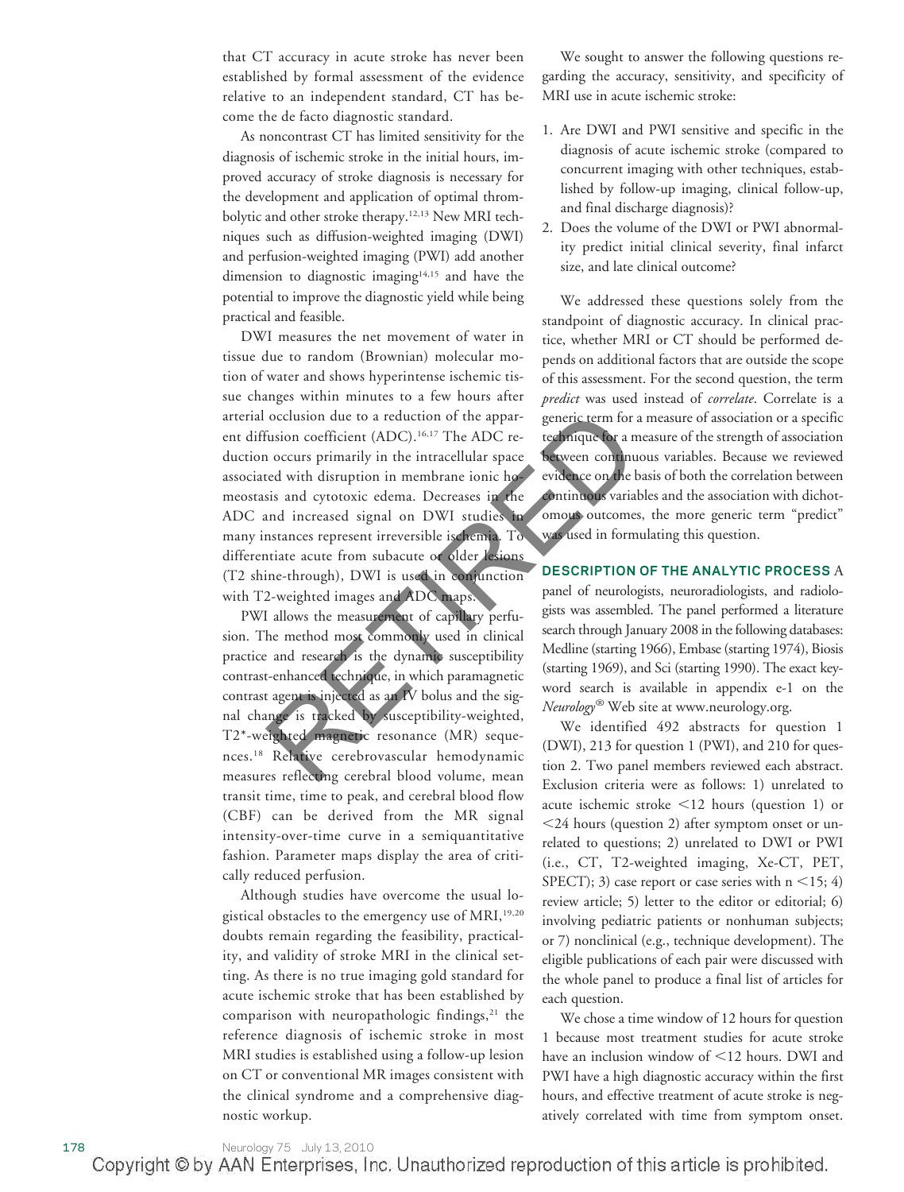that CT accuracy in acute stroke has never been established by formal assessment of the evidence relative to an independent standard, CT has become the de facto diagnostic standard.

As noncontrast CT has limited sensitivity for the diagnosis of ischemic stroke in the initial hours, improved accuracy of stroke diagnosis is necessary for the development and application of optimal thrombolytic and other stroke therapy.[12,13] New MRI techniques such as diffusion-weighted imaging (DWI) and perfusion-weighted imaging (PWI) add another dimension to diagnostic imaging[14,15] and have the potential to improve the diagnostic yield while being practical and feasible.

DWI measures the net movement of water in tissue due to random (Brownian) molecular motion of water and shows hyperintense ischemic tissue changes within minutes to a few hours after arterial occlusion due to a reduction of the apparent diffusion coefficient (ADC).[16,17] The ADC reduction occurs primarily in the intracellular space associated with disruption in membrane ionic homeostasis and cytotoxic edema. Decreases in the ADC and increased signal on DWI studies in many instances represent irreversible ischemia. To differentiate acute from subacute or older lesions (T2 shine-through), DWI is used in conjunction with T2-weighted images and ADC maps.

PWI allows the measurement of capillary perfusion. The method most commonly used in clinical practice and research is the dynamic susceptibility contrast-enhanced technique, in which paramagnetic contrast agent is injected as an IV bolus and the signal change is tracked by susceptibility-weighted, T2*-weighted magnetic resonance (MR) sequences.[18] Relative cerebrovascular hemodynamic measures reflecting cerebral blood volume, mean transit time, time to peak, and cerebral blood flow (CBF) can be derived from the MR signal intensity-over-time curve in a semiquantitative fashion. Parameter maps display the area of critically reduced perfusion.

Although studies have overcome the usual logistical obstacles to the emergency use of MRI,[19,20] doubts remain regarding the feasibility, practicality, and validity of stroke MRI in the clinical setting. As there is no true imaging gold standard for acute ischemic stroke that has been established by comparison with neuropathologic findings,[21] the reference diagnosis of ischemic stroke in most MRI studies is established using a follow-up lesion on CT or conventional MR images consistent with the clinical syndrome and a comprehensive diagnostic workup.

We sought to answer the following questions regarding the accuracy, sensitivity, and specificity of MRI use in acute ischemic stroke:

1. Are DWI and PWI sensitive and specific in the diagnosis of acute ischemic stroke (compared to concurrent imaging with other techniques, established by follow-up imaging, clinical follow-up, and final discharge diagnosis)?
2. Does the volume of the DWI or PWI abnormality predict initial clinical severity, final infarct size, and late clinical outcome?

We addressed these questions solely from the standpoint of diagnostic accuracy. In clinical practice, whether MRI or CT should be performed depends on additional factors that are outside the scope of this assessment. For the second question, the term *predict* was used instead of *correlate*. Correlate is a generic term for a measure of association or a specific technique for a measure of the strength of association between continuous variables. Because we reviewed evidence on the basis of both the correlation between continuous variables and the association with dichotomous outcomes, the more generic term "predict" was used in formulating this question.

**DESCRIPTION OF THE ANALYTIC PROCESS** A panel of neurologists, neuroradiologists, and radiologists was assembled. The panel performed a literature search through January 2008 in the following databases: Medline (starting 1966), Embase (starting 1974), Biosis (starting 1969), and Sci (starting 1990). The exact keyword search is available in appendix e-1 on the *Neurology*® Web site at www.neurology.org.

We identified 492 abstracts for question 1 (DWI), 213 for question 1 (PWI), and 210 for question 2. Two panel members reviewed each abstract. Exclusion criteria were as follows: 1) unrelated to acute ischemic stroke <12 hours (question 1) or <24 hours (question 2) after symptom onset or unrelated to questions; 2) unrelated to DWI or PWI (i.e., CT, T2-weighted imaging, Xe-CT, PET, SPECT); 3) case report or case series with n <15; 4) review article; 5) letter to the editor or editorial; 6) involving pediatric patients or nonhuman subjects; or 7) nonclinical (e.g., technique development). The eligible publications of each pair were discussed with the whole panel to produce a final list of articles for each question.

We chose a time window of 12 hours for question 1 because most treatment studies for acute stroke have an inclusion window of <12 hours. DWI and PWI have a high diagnostic accuracy within the first hours, and effective treatment of acute stroke is negatively correlated with time from symptom onset.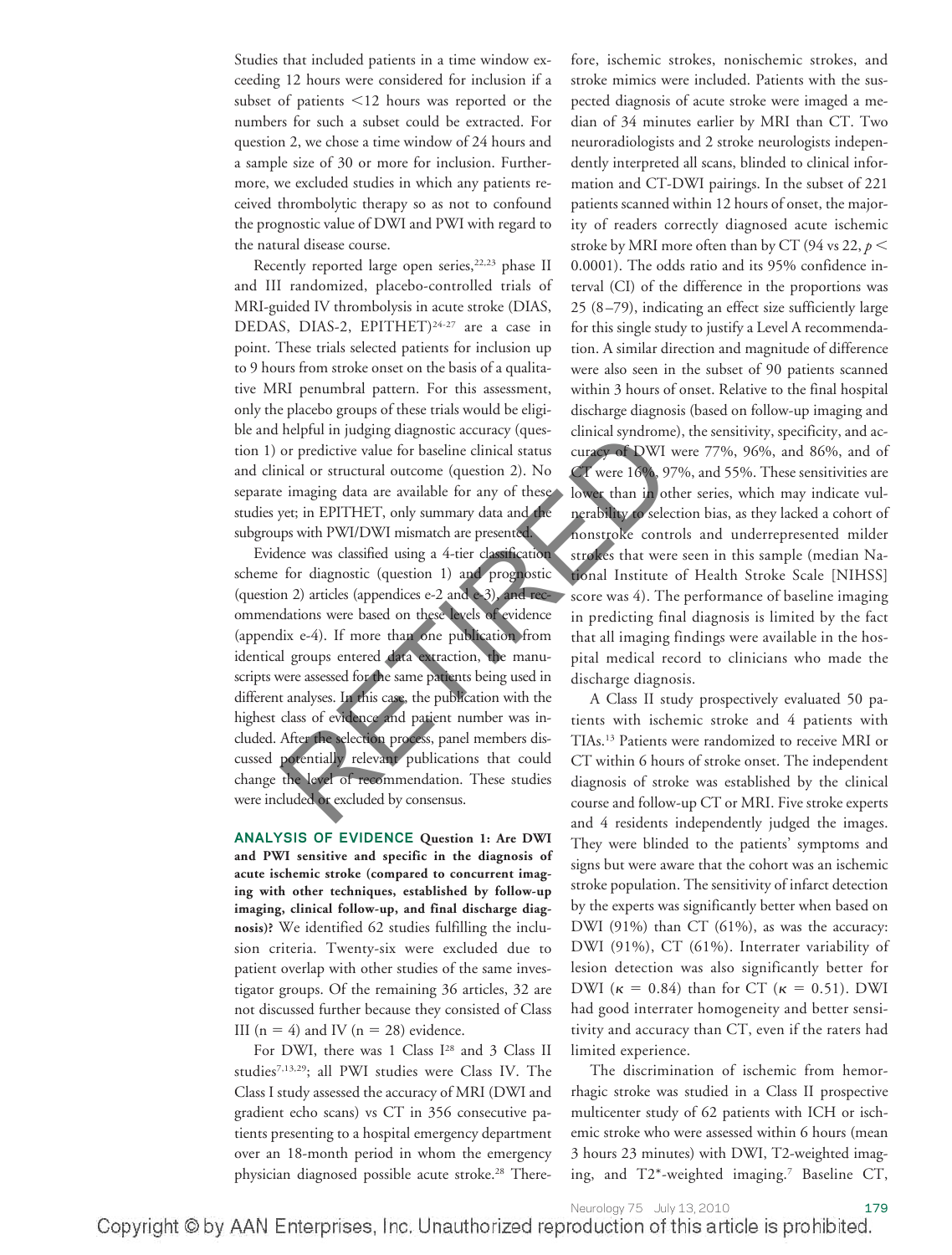Studies that included patients in a time window exceeding 12 hours were considered for inclusion if a subset of patients <12 hours was reported or the numbers for such a subset could be extracted. For question 2, we chose a time window of 24 hours and a sample size of 30 or more for inclusion. Furthermore, we excluded studies in which any patients received thrombolytic therapy so as not to confound the prognostic value of DWI and PWI with regard to the natural disease course.

Recently reported large open series,[22,23] phase II and III randomized, placebo-controlled trials of MRI-guided IV thrombolysis in acute stroke (DIAS, DEDAS, DIAS-2, EPITHET)[24-27] are a case in point. These trials selected patients for inclusion up to 9 hours from stroke onset on the basis of a qualitative MRI penumbral pattern. For this assessment, only the placebo groups of these trials would be eligible and helpful in judging diagnostic accuracy (question 1) or predictive value for baseline clinical status and clinical or structural outcome (question 2). No separate imaging data are available for any of these studies yet; in EPITHET, only summary data and the subgroups with PWI/DWI mismatch are presented.

Evidence was classified using a 4-tier classification scheme for diagnostic (question 1) and prognostic (question 2) articles (appendices e-2 and e-3), and recommendations were based on these levels of evidence (appendix e-4). If more than one publication from identical groups entered data extraction, the manuscripts were assessed for the same patients being used in different analyses. In this case, the publication with the highest class of evidence and patient number was included. After the selection process, panel members discussed potentially relevant publications that could change the level of recommendation. These studies were included or excluded by consensus.

**ANALYSIS OF EVIDENCE** **Question 1: Are DWI and PWI sensitive and specific in the diagnosis of acute ischemic stroke (compared to concurrent imaging with other techniques, established by follow-up imaging, clinical follow-up, and final discharge diagnosis)?** We identified 62 studies fulfilling the inclusion criteria. Twenty-six were excluded due to patient overlap with other studies of the same investigator groups. Of the remaining 36 articles, 32 are not discussed further because they consisted of Class III ($n = 4$) and IV ($n = 28$) evidence.

For DWI, there was 1 Class I[28] and 3 Class II studies[7,13,29]; all PWI studies were Class IV. The Class I study assessed the accuracy of MRI (DWI and gradient echo scans) vs CT in 356 consecutive patients presenting to a hospital emergency department over an 18-month period in whom the emergency physician diagnosed possible acute stroke.[28] Therefore, ischemic strokes, nonischemic strokes, and stroke mimics were included. Patients with the suspected diagnosis of acute stroke were imaged a median of 34 minutes earlier by MRI than CT. Two neuroradiologists and 2 stroke neurologists independently interpreted all scans, blinded to clinical information and CT-DWI pairings. In the subset of 221 patients scanned within 12 hours of onset, the majority of readers correctly diagnosed acute ischemic stroke by MRI more often than by CT (94 vs 22, $p < 0.0001$). The odds ratio and its 95% confidence interval (CI) of the difference in the proportions was 25 (8–79), indicating an effect size sufficiently large for this single study to justify a Level A recommendation. A similar direction and magnitude of difference were also seen in the subset of 90 patients scanned within 3 hours of onset. Relative to the final hospital discharge diagnosis (based on follow-up imaging and clinical syndrome), the sensitivity, specificity, and accuracy of DWI were 77%, 96%, and 86%, and of CT were 16%, 97%, and 55%. These sensitivities are lower than in other series, which may indicate vulnerability to selection bias, as they lacked a cohort of nonstroke controls and underrepresented milder strokes that were seen in this sample (median National Institute of Health Stroke Scale [NIHSS] score was 4). The performance of baseline imaging in predicting final diagnosis is limited by the fact that all imaging findings were available in the hospital medical record to clinicians who made the discharge diagnosis.

A Class II study prospectively evaluated 50 patients with ischemic stroke and 4 patients with TIAs.[13] Patients were randomized to receive MRI or CT within 6 hours of stroke onset. The independent diagnosis of stroke was established by the clinical course and follow-up CT or MRI. Five stroke experts and 4 residents independently judged the images. They were blinded to the patients' symptoms and signs but were aware that the cohort was an ischemic stroke population. The sensitivity of infarct detection by the experts was significantly better when based on DWI (91%) than CT (61%), as was the accuracy: DWI (91%), CT (61%). Interrater variability of lesion detection was also significantly better for DWI ($\kappa = 0.84$) than for CT ($\kappa = 0.51$). DWI had good interrater homogeneity and better sensitivity and accuracy than CT, even if the raters had limited experience.

The discrimination of ischemic from hemorrhagic stroke was studied in a Class II prospective multicenter study of 62 patients with ICH or ischemic stroke who were assessed within 6 hours (mean 3 hours 23 minutes) with DWI, T2-weighted imaging, and T2*-weighted imaging.[7] Baseline CT,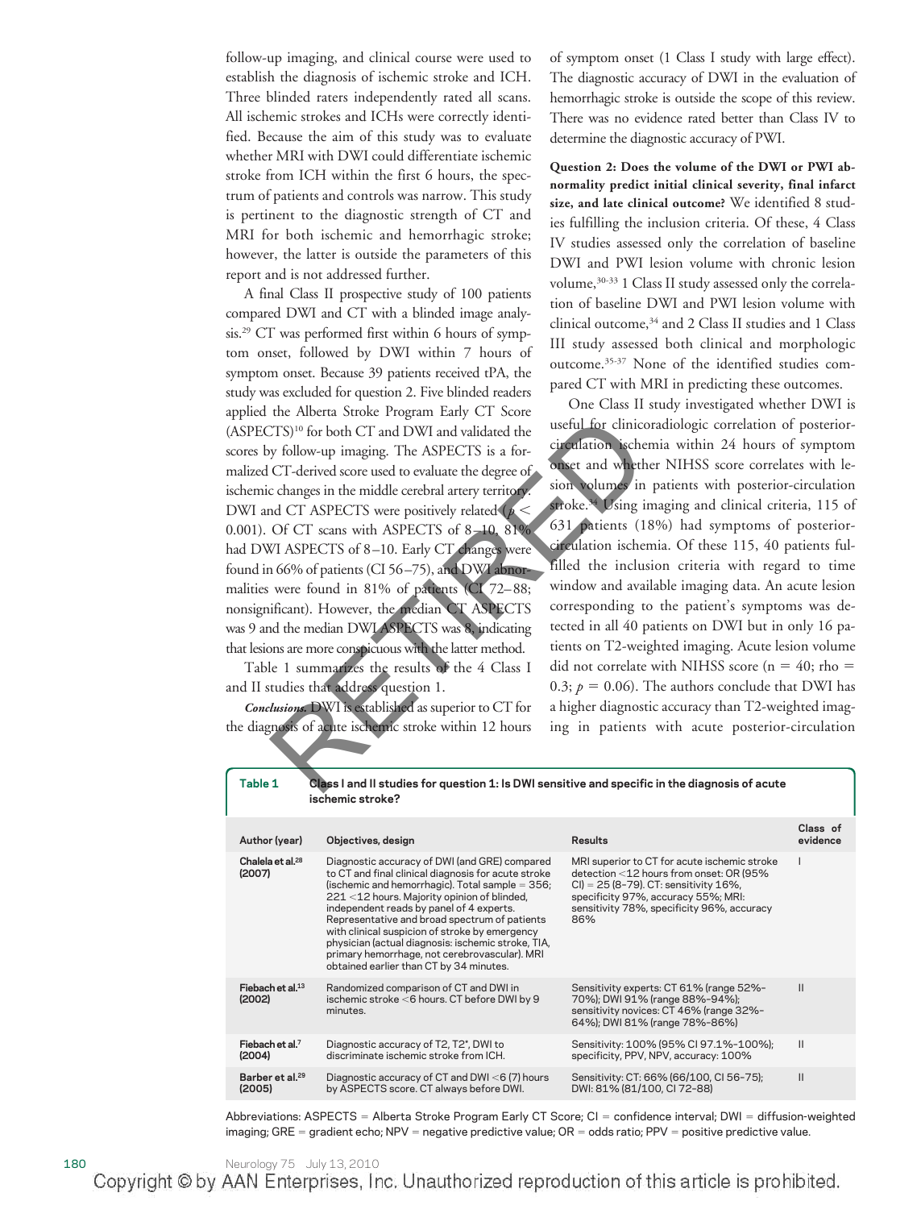follow-up imaging, and clinical course were used to establish the diagnosis of ischemic stroke and ICH. Three blinded raters independently rated all scans. All ischemic strokes and ICHs were correctly identified. Because the aim of this study was to evaluate whether MRI with DWI could differentiate ischemic stroke from ICH within the first 6 hours, the spectrum of patients and controls was narrow. This study is pertinent to the diagnostic strength of CT and MRI for both ischemic and hemorrhagic stroke; however, the latter is outside the parameters of this report and is not addressed further.

A final Class II prospective study of 100 patients compared DWI and CT with a blinded image analysis.[29] CT was performed first within 6 hours of symptom onset, followed by DWI within 7 hours of symptom onset. Because 39 patients received tPA, the study was excluded for question 2. Five blinded readers applied the Alberta Stroke Program Early CT Score (ASPECTS)[10] for both CT and DWI and validated the scores by follow-up imaging. The ASPECTS is a formalized CT-derived score used to evaluate the degree of ischemic changes in the middle cerebral artery territory. DWI and CT ASPECTS were positively related ($p < 0.001$). Of CT scans with ASPECTS of 8–10, 81% had DWI ASPECTS of 8–10. Early CT changes were found in 66% of patients (CI 56–75), and DWI abnormalities were found in 81% of patients (CI 72–88; nonsignificant). However, the median CT ASPECTS was 9 and the median DWI ASPECTS was 8, indicating that lesions are more conspicuous with the latter method.

Table 1 summarizes the results of the 4 Class I and II studies that address question 1.

***Conclusions.*** DWI is established as superior to CT for the diagnosis of acute ischemic stroke within 12 hours of symptom onset (1 Class I study with large effect). The diagnostic accuracy of DWI in the evaluation of hemorrhagic stroke is outside the scope of this review. There was no evidence rated better than Class IV to determine the diagnostic accuracy of PWI.

**Question 2: Does the volume of the DWI or PWI abnormality predict initial clinical severity, final infarct size, and late clinical outcome?** We identified 8 studies fulfilling the inclusion criteria. Of these, 4 Class IV studies assessed only the correlation of baseline DWI and PWI lesion volume with chronic lesion volume,[30-33] 1 Class II study assessed only the correlation of baseline DWI and PWI lesion volume with clinical outcome,[34] and 2 Class II studies and 1 Class III study assessed both clinical and morphologic outcome.[35-37] None of the identified studies compared CT with MRI in predicting these outcomes.

One Class II study investigated whether DWI is useful for clinicoradiologic correlation of posterior-circulation ischemia within 24 hours of symptom onset and whether NIHSS score correlates with lesion volumes in patients with posterior-circulation stroke.[34] Using imaging and clinical criteria, 115 of 631 patients (18%) had symptoms of posterior-circulation ischemia. Of these 115, 40 patients fulfilled the inclusion criteria with regard to time window and available imaging data. An acute lesion corresponding to the patient's symptoms was detected in all 40 patients on DWI but in only 16 patients on T2-weighted imaging. Acute lesion volume did not correlate with NIHSS score ($n = 40$; $\rho = 0.3$; $p = 0.06$). The authors conclude that DWI has a higher diagnostic accuracy than T2-weighted imaging in patients with acute posterior-circulation

**Table 1** Class I and II studies for question 1: Is DWI sensitive and specific in the diagnosis of acute ischemic stroke?

| Author (year) | Objectives, design | Results | Class of evidence |
|---|---|---|---|
| Chalela et al.[28] (2007) | Diagnostic accuracy of DWI (and GRE) compared to CT and final clinical diagnosis for acute stroke (ischemic and hemorrhagic). Total sample = 356; 221 <12 hours. Majority opinion of blinded, independent reads by panel of 4 experts. Representative and broad spectrum of patients with clinical suspicion of stroke by emergency physician (actual diagnosis: ischemic stroke, TIA, primary hemorrhage, not cerebrovascular). MRI obtained earlier than CT by 34 minutes. | MRI superior to CT for acute ischemic stroke detection <12 hours from onset: OR (95% CI) = 25 (8–79). CT: sensitivity 16%, specificity 97%, accuracy 55%; MRI: sensitivity 78%, specificity 96%, accuracy 86% | I |
| Fiebach et al.[13] (2002) | Randomized comparison of CT and DWI in ischemic stroke <6 hours. CT before DWI by 9 minutes. | Sensitivity experts: CT 61% (range 52%–70%); DWI 91% (range 88%–94%); sensitivity novices: CT 46% (range 32%–64%); DWI 81% (range 78%–86%) | II |
| Fiebach et al.[7] (2004) | Diagnostic accuracy of T2, T2*, DWI to discriminate ischemic stroke from ICH. | Sensitivity: 100% (95% CI 97.1%–100%); specificity, PPV, NPV, accuracy: 100% | II |
| Barber et al.[29] (2005) | Diagnostic accuracy of CT and DWI <6 (7) hours by ASPECTS score. CT always before DWI. | Sensitivity: CT: 66% (66/100, CI 56–75); DWI: 81% (81/100, CI 72–88) | II |

Abbreviations: ASPECTS = Alberta Stroke Program Early CT Score; CI = confidence interval; DWI = diffusion-weighted imaging; GRE = gradient echo; NPV = negative predictive value; OR = odds ratio; PPV = positive predictive value.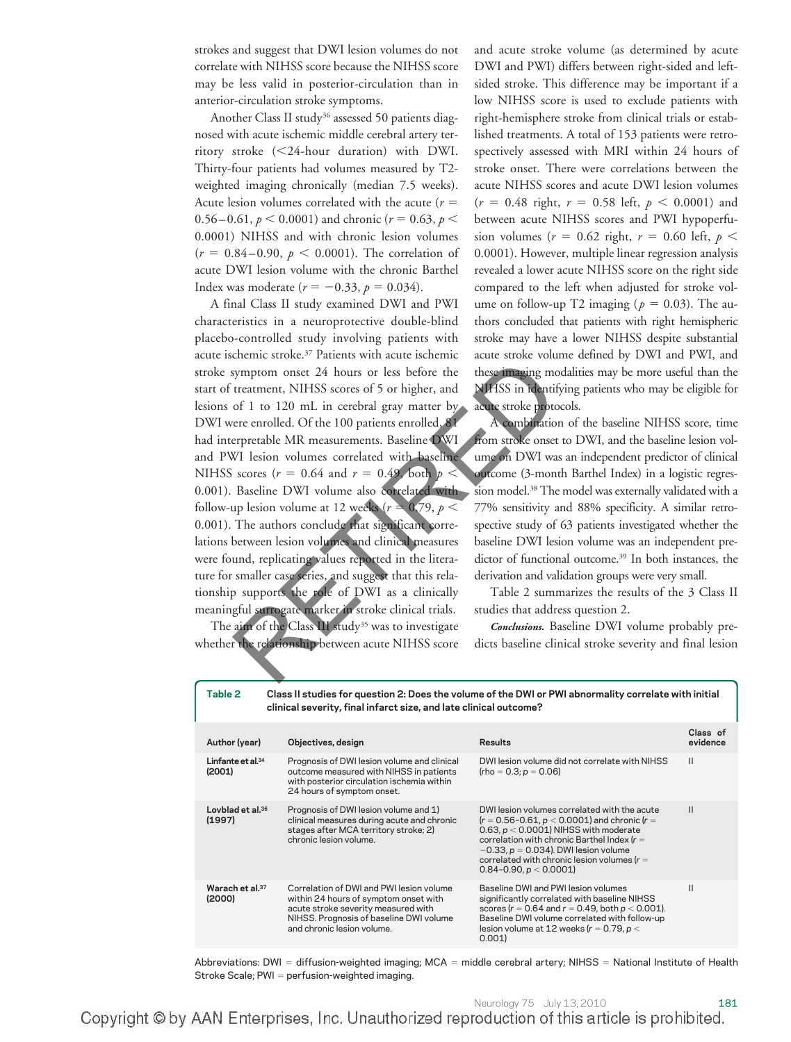strokes and suggest that DWI lesion volumes do not correlate with NIHSS score because the NIHSS score may be less valid in posterior-circulation stroke symptoms.

Another Class II study[36] assessed 50 patients diagnosed with acute ischemic middle cerebral artery territory stroke (<24-hour duration) with DWI. Thirty-four patients had lesion volumes measured by T2-weighted imaging chronically (median 7.5 weeks). Acute lesion volumes correlated with the acute ($r = 0.56–0.61$, $p < 0.0001$) and chronic ($r = 0.63$, $p < 0.0001$) NIHSS and with chronic lesion volumes ($r = 0.84–0.90$, $p < 0.0001$). The correlation of acute DWI lesion volume with the chronic Barthel Index was moderate ($r = -0.33$, $p = 0.034$).

A final Class II study examined DWI and PWI characteristics in a neuroprotective double-blind placebo-controlled study involving patients with acute ischemic stroke.[37] Patients with acute ischemic stroke symptom onset 24 hours or less before the start of treatment, NIHSS scores of 5 or higher, and lesions of 1 to 120 mL in cerebral gray matter by DWI were enrolled. Of the 100 patients enrolled, 81 had interpretable MR measurements. Baseline DWI and PWI lesion volumes correlated with baseline NIHSS scores ($r = 0.64$ and $r = 0.49$, both $p < 0.001$). Baseline DWI volume also correlated with follow-up lesion volume at 12 weeks ($r = 0.79$, $p < 0.001$). The authors conclude that significant correlations between lesion volumes and clinical measures were found, replicating values reported in the literature for smaller case series, and suggest that this relationship supports the role of DWI as a clinically meaningful surrogate marker in stroke clinical trials.

The aim of the Class III study[35] was to investigate whether the relationship between acute NIHSS score and acute stroke volume (as determined by acute DWI and PWI) differs between right-sided and left-sided stroke. This difference may be important if a low NIHSS score is used to exclude patients with right-hemisphere stroke from clinical trials or established treatments. A total of 153 patients were retrospectively assessed with MRI within 24 hours of stroke onset. There were correlations between the acute NIHSS scores and acute DWI lesion volumes ($r = 0.48$ right, $r = 0.58$ left, $p < 0.0001$) and between acute NIHSS scores and PWI hypoperfusion volumes ($r = 0.62$ right, $r = 0.60$ left, $p < 0.0001$). However, multiple linear regression analysis revealed a lower acute NIHSS score on the right side compared to the left when adjusted for stroke volume on follow-up T2 imaging ($p = 0.03$). The authors concluded that patients with right hemispheric stroke may have a lower NIHSS despite substantial acute stroke volume defined by DWI and PWI, and these imaging modalities may be more useful than the NIHSS in identifying patients who may be eligible for acute stroke protocols.

A combination of the baseline NIHSS score, time from stroke onset to DWI, and the baseline lesion volume on DWI was an independent predictor of clinical outcome (3-month Barthel Index) in a logistic regression model.[38] The model was externally validated with a 77% sensitivity and 88% specificity. A similar retrospective study of 63 patients investigated whether the baseline DWI lesion volume was an independent predictor of functional outcome.[39] In both instances, the derivation and validation groups were very small.

Table 2 summarizes the results of the 3 Class II studies that address question 2.

***Conclusions.*** Baseline DWI volume probably predicts baseline clinical stroke severity and final lesion

**Table 2** **Class II studies for question 2: Does the volume of the DWI or PWI abnormality correlate with initial clinical severity, final infarct size, and late clinical outcome?**

| Author (year) | Objectives, design | Results | Class of evidence |
|---|---|---|---|
| Linfante et al.[34] (2001) | Prognosis of DWI lesion volume and clinical outcome measured with NIHSS in patients with posterior circulation ischemia within 24 hours of symptom onset. | DWI lesion volume did not correlate with NIHSS (rho = 0.3; $p = 0.06$) | II |
| Lovblad et al.[36] (1997) | Prognosis of DWI lesion volume and 1) clinical measures during acute and chronic stages after MCA territory stroke; 2) chronic lesion volume. | DWI lesion volumes correlated with the acute ($r = 0.56–0.61$, $p < 0.0001$) and chronic ($r = 0.63$, $p < 0.0001$) NIHSS with moderate correlation with chronic Barthel Index ($r = -0.33$, $p = 0.034$). DWI lesion volume correlated with chronic lesion volumes ($r = 0.84–0.90$, $p < 0.0001$) | II |
| Warach et al.[37] (2000) | Correlation of DWI and PWI lesion volume within 24 hours of symptom onset with acute stroke severity measured with NIHSS. Prognosis of baseline DWI volume and chronic lesion volume. | Baseline DWI and PWI lesion volumes significantly correlated with baseline NIHSS scores ($r = 0.64$ and $r = 0.49$, both $p < 0.001$). Baseline DWI volume correlated with follow-up lesion volume at 12 weeks ($r = 0.79$, $p < 0.001$) | II |

Abbreviations: DWI = diffusion-weighted imaging; MCA = middle cerebral artery; NIHSS = National Institute of Health Stroke Scale; PWI = perfusion-weighted imaging.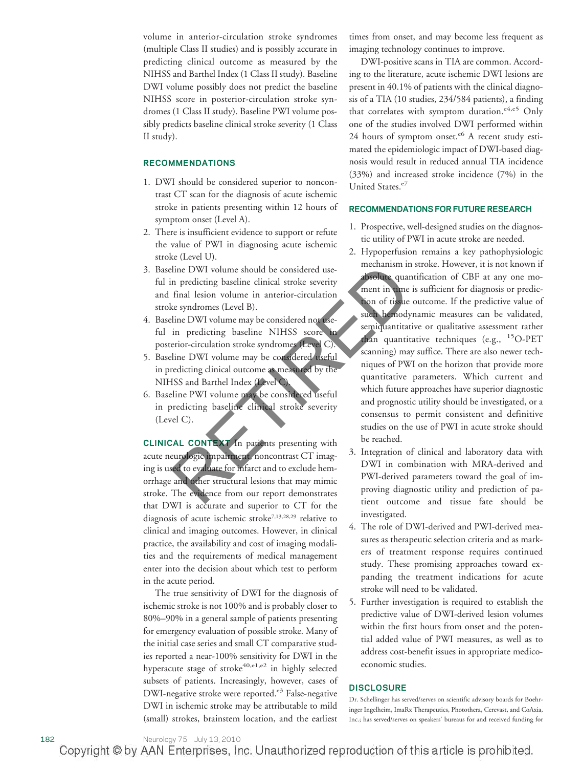volume in anterior-circulation stroke syndromes (multiple Class II studies) and is possibly accurate in predicting clinical outcome as measured by the NIHSS and Barthel Index (1 Class II study). Baseline DWI volume possibly does not predict the baseline NIHSS score in posterior-circulation stroke syndromes (1 Class II study). Baseline PWI volume possibly predicts baseline clinical stroke severity (1 Class II study).

## RECOMMENDATIONS

1. DWI should be considered superior to noncontrast CT scan for the diagnosis of acute ischemic stroke in patients presenting within 12 hours of symptom onset (Level A).
2. There is insufficient evidence to support or refute the value of PWI in diagnosing acute ischemic stroke (Level U).
3. Baseline DWI volume should be considered useful in predicting baseline clinical stroke severity and final lesion volume in anterior-circulation stroke syndromes (Level B).
4. Baseline DWI volume may be considered not useful in predicting baseline NIHSS score in posterior-circulation stroke syndromes (Level C).
5. Baseline DWI volume may be considered useful in predicting clinical outcome as measured by the NIHSS and Barthel Index (Level C).
6. Baseline PWI volume may be considered useful in predicting baseline clinical stroke severity (Level C).

**CLINICAL CONTEXT** In patients presenting with acute neurologic impairment, noncontrast CT imaging is used to evaluate for infarct and to exclude hemorrhage and other structural lesions that may mimic stroke. The evidence from our report demonstrates that DWI is accurate and superior to CT for the diagnosis of acute ischemic stroke[7,13,28,29] relative to clinical and imaging outcomes. However, in clinical practice, the availability and cost of imaging modalities and the requirements of medical management enter into the decision about which test to perform in the acute period.

The true sensitivity of DWI for the diagnosis of ischemic stroke is not 100% and is probably closer to 80%–90% in a general sample of patients presenting for emergency evaluation of possible stroke. Many of the initial case series and small CT comparative studies reported a near-100% sensitivity for DWI in the hyperacute stage of stroke[40,e1,e2] in highly selected subsets of patients. Increasingly, however, cases of DWI-negative stroke were reported.[e3] False-negative DWI in ischemic stroke may be attributable to mild (small) strokes, brainstem location, and the earliest times from onset, and may become less frequent as imaging technology continues to improve.

DWI-positive scans in TIA are common. According to the literature, acute ischemic DWI lesions are present in 40.1% of patients with the clinical diagnosis of a TIA (10 studies, 234/584 patients), a finding that correlates with symptom duration.[e4,e5] Only one of the studies involved DWI performed within 24 hours of symptom onset.[e6] A recent study estimated the epidemiologic impact of DWI-based diagnosis would result in reduced annual TIA incidence (33%) and increased stroke incidence (7%) in the United States.[e7]

## RECOMMENDATIONS FOR FUTURE RESEARCH

1. Prospective, well-designed studies on the diagnostic utility of PWI in acute stroke are needed.
2. Hypoperfusion remains a key pathophysiologic mechanism in stroke. However, it is not known if absolute quantification of CBF at any one moment in time is sufficient for diagnosis or prediction of tissue outcome. If the predictive value of such hemodynamic measures can be validated, semiquantitative or qualitative assessment rather than quantitative techniques (e.g., $^{15}$O-PET scanning) may suffice. There are also newer techniques of PWI on the horizon that provide more quantitative parameters. Which current and which future approaches have superior diagnostic and prognostic utility should be investigated, or a consensus to permit consistent and definitive studies on the use of PWI in acute stroke should be reached.
3. Integration of clinical and laboratory data with DWI in combination with MRA-derived and PWI-derived parameters toward the goal of improving diagnostic utility and prediction of patient outcome and tissue fate should be investigated.
4. The role of DWI-derived and PWI-derived measures as therapeutic selection criteria and as markers of treatment response requires continued study. These promising approaches toward expanding the treatment indications for acute stroke will need to be validated.
5. Further investigation is required to establish the predictive value of DWI-derived lesion volumes within the first hours from onset and the potential added value of PWI measures, as well as to address cost-benefit issues in appropriate medicoeconomic studies.

## DISCLOSURE

Dr. Schellinger has served/serves on scientific advisory boards for Boehringer Ingelheim, ImaRx Therapeutics, Photothera, Cerevast, and CoAxia, Inc.; has served/serves on speakers' bureaus for and received funding for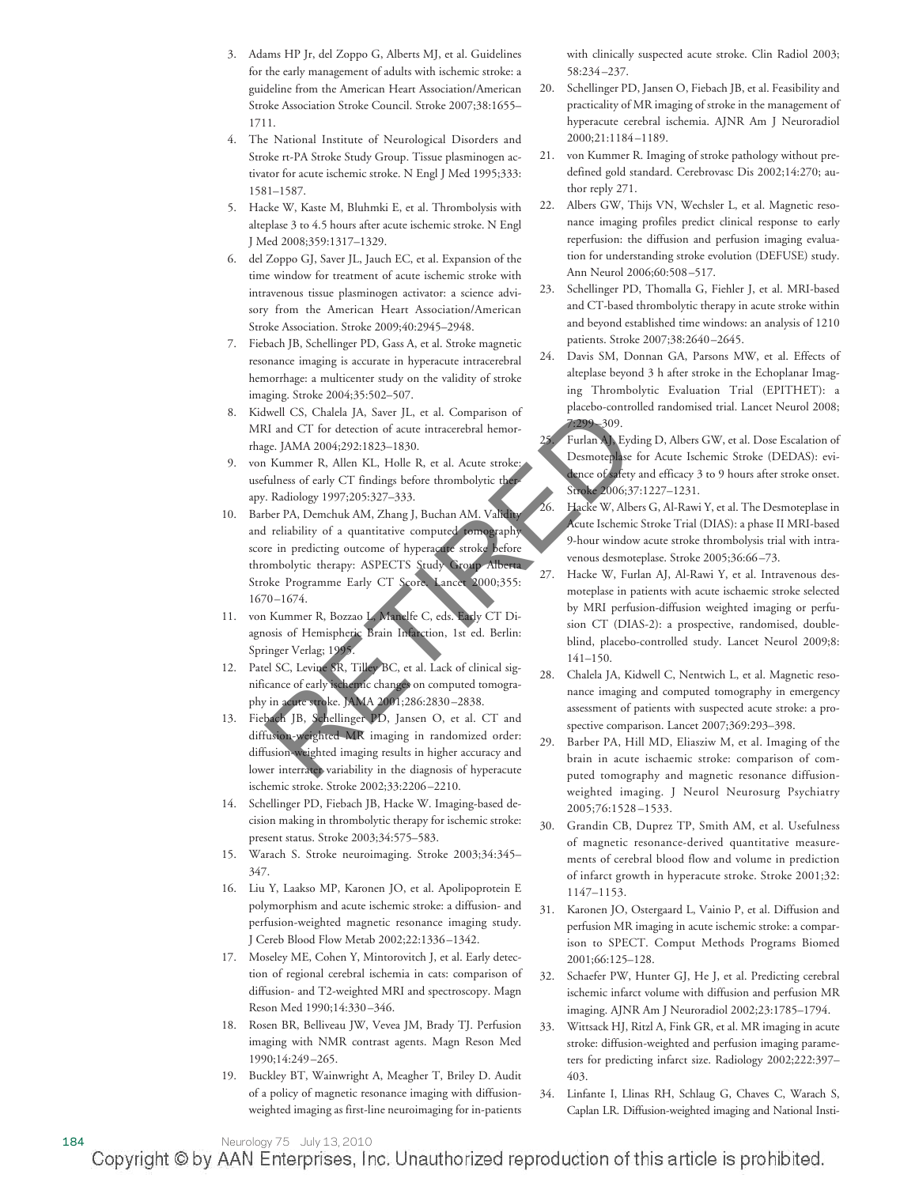3. Adams HP Jr, del Zoppo G, Alberts MJ, et al. Guidelines for the early management of adults with ischemic stroke: a guideline from the American Heart Association/American Stroke Association Stroke Council. Stroke 2007;38:1655–1711.
4. The National Institute of Neurological Disorders and Stroke rt-PA Stroke Study Group. Tissue plasminogen activator for acute ischemic stroke. N Engl J Med 1995;333:1581–1587.
5. Hacke W, Kaste M, Bluhmki E, et al. Thrombolysis with alteplase 3 to 4.5 hours after acute ischemic stroke. N Engl J Med 2008;359:1317–1329.
6. del Zoppo GJ, Saver JL, Jauch EC, et al. Expansion of the time window for treatment of acute ischemic stroke with intravenous tissue plasminogen activator: a science advisory from the American Heart Association/American Stroke Association. Stroke 2009;40:2945–2948.
7. Fiebach JB, Schellinger PD, Gass A, et al. Stroke magnetic resonance imaging is accurate in hyperacute intracerebral hemorrhage: a multicenter study on the validity of stroke imaging. Stroke 2004;35:502–507.
8. Kidwell CS, Chalela JA, Saver JL, et al. Comparison of MRI and CT for detection of acute intracerebral hemorrhage. JAMA 2004;292:1823–1830.
9. von Kummer R, Allen KL, Holle R, et al. Acute stroke: usefulness of early CT findings before thrombolytic therapy. Radiology 1997;205:327–333.
10. Barber PA, Demchuk AM, Zhang J, Buchan AM. Validity and reliability of a quantitative computed tomography score in predicting outcome of hyperacute stroke before thrombolytic therapy: ASPECTS Study Group Alberta Stroke Programme Early CT Score. Lancet 2000;355:1670–1674.
11. von Kummer R, Bozzao L, Manelfe C, eds. Early CT Diagnosis of Hemispheric Brain Infarction, 1st ed. Berlin: Springer Verlag; 1995.
12. Patel SC, Levine SR, Tilley BC, et al. Lack of clinical significance of early ischemic changes on computed tomography in acute stroke. JAMA 2001;286:2830–2838.
13. Fiebach JB, Schellinger PD, Jansen O, et al. CT and diffusion-weighted MR imaging in randomized order: diffusion-weighted imaging results in higher accuracy and lower interrater variability in the diagnosis of hyperacute ischemic stroke. Stroke 2002;33:2206–2210.
14. Schellinger PD, Fiebach JB, Hacke W. Imaging-based decision making in thrombolytic therapy for ischemic stroke: present status. Stroke 2003;34:575–583.
15. Warach S. Stroke neuroimaging. Stroke 2003;34:345–347.
16. Liu Y, Laakso MP, Karonen JO, et al. Apolipoprotein E polymorphism and acute ischemic stroke: a diffusion- and perfusion-weighted magnetic resonance imaging study. J Cereb Blood Flow Metab 2002;22:1336–1342.
17. Moseley ME, Cohen Y, Mintorovitch J, et al. Early detection of regional cerebral ischemia in cats: comparison of diffusion- and T2-weighted MRI and spectroscopy. Magn Reson Med 1990;14:330–346.
18. Rosen BR, Belliveau JW, Vevea JM, Brady TJ. Perfusion imaging with NMR contrast agents. Magn Reson Med 1990;14:249–265.
19. Buckley BT, Wainwright A, Meagher T, Briley D. Audit of a policy of magnetic resonance imaging with diffusion-weighted imaging as first-line neuroimaging for in-patients with clinically suspected acute stroke. Clin Radiol 2003;58:234–237.
20. Schellinger PD, Jansen O, Fiebach JB, et al. Feasibility and practicality of MR imaging of stroke in the management of hyperacute cerebral ischemia. AJNR Am J Neuroradiol 2000;21:1184–1189.
21. von Kummer R. Imaging of stroke pathology without predefined gold standard. Cerebrovasc Dis 2002;14:270; author reply 271.
22. Albers GW, Thijs VN, Wechsler L, et al. Magnetic resonance imaging profiles predict clinical response to early reperfusion: the diffusion and perfusion imaging evaluation for understanding stroke evolution (DEFUSE) study. Ann Neurol 2006;60:508–517.
23. Schellinger PD, Thomalla G, Fiehler J, et al. MRI-based and CT-based thrombolytic therapy in acute stroke within and beyond established time windows: an analysis of 1210 patients. Stroke 2007;38:2640–2645.
24. Davis SM, Donnan GA, Parsons MW, et al. Effects of alteplase beyond 3 h after stroke in the Echoplanar Imaging Thrombolytic Evaluation Trial (EPITHET): a placebo-controlled randomised trial. Lancet Neurol 2008;7:299–309.
25. Furlan AJ, Eyding D, Albers GW, et al. Dose Escalation of Desmoteplase for Acute Ischemic Stroke (DEDAS): evidence of safety and efficacy 3 to 9 hours after stroke onset. Stroke 2006;37:1227–1231.
26. Hacke W, Albers G, Al-Rawi Y, et al. The Desmoteplase in Acute Ischemic Stroke Trial (DIAS): a phase II MRI-based 9-hour window acute stroke thrombolysis trial with intravenous desmoteplase. Stroke 2005;36:66–73.
27. Hacke W, Furlan AJ, Al-Rawi Y, et al. Intravenous desmoteplase in patients with acute ischaemic stroke selected by MRI perfusion-diffusion weighted imaging or perfusion CT (DIAS-2): a prospective, randomised, double-blind, placebo-controlled study. Lancet Neurol 2009;8:141–150.
28. Chalela JA, Kidwell C, Nentwich L, et al. Magnetic resonance imaging and computed tomography in emergency assessment of patients with suspected acute stroke: a prospective comparison. Lancet 2007;369:293–398.
29. Barber PA, Hill MD, Eliasziw M, et al. Imaging of the brain in acute ischaemic stroke: comparison of computed tomography and magnetic resonance diffusion-weighted imaging. J Neurol Neurosurg Psychiatry 2005;76:1528–1533.
30. Grandin CB, Duprez TP, Smith AM, et al. Usefulness of magnetic resonance-derived quantitative measurements of cerebral blood flow and volume in prediction of infarct growth in hyperacute stroke. Stroke 2001;32:1147–1153.
31. Karonen JO, Ostergaard L, Vainio P, et al. Diffusion and perfusion MR imaging in acute ischemic stroke: a comparison to SPECT. Comput Methods Programs Biomed 2001;66:125–128.
32. Schaefer PW, Hunter GJ, He J, et al. Predicting cerebral ischemic infarct volume with diffusion and perfusion MR imaging. AJNR Am J Neuroradiol 2002;23:1785–1794.
33. Wittsack HJ, Ritzl A, Fink GR, et al. MR imaging in acute stroke: diffusion-weighted and perfusion imaging parameters for predicting infarct size. Radiology 2002;222:397–403.
34. Linfante I, Llinas RH, Schlaug G, Chaves C, Warach S, Caplan LR. Diffusion-weighted imaging and National Insti-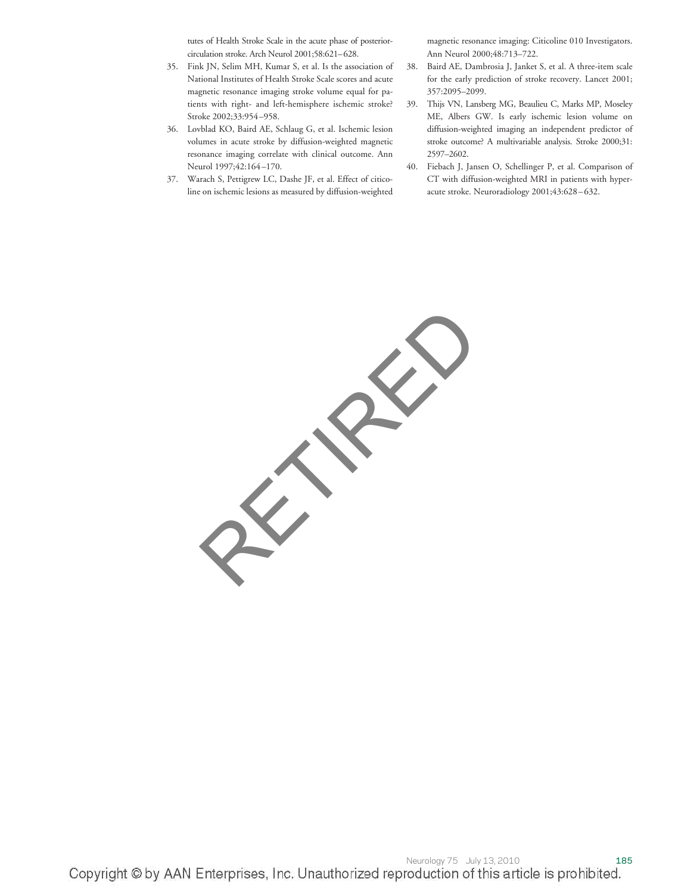tutes of Health Stroke Scale in the acute phase of posterior-circulation stroke. Arch Neurol 2001;58:621–628.

35. Fink JN, Selim MH, Kumar S, et al. Is the association of National Institutes of Health Stroke Scale scores and acute magnetic resonance imaging stroke volume equal for patients with right- and left-hemisphere ischemic stroke? Stroke 2002;33:954–958.
36. Lovblad KO, Baird AE, Schlaug G, et al. Ischemic lesion volumes in acute stroke by diffusion-weighted magnetic resonance imaging correlate with clinical outcome. Ann Neurol 1997;42:164–170.
37. Warach S, Pettigrew LC, Dashe JF, et al. Effect of citicoline on ischemic lesions as measured by diffusion-weighted magnetic resonance imaging: Citicoline 010 Investigators. Ann Neurol 2000;48:713–722.
38. Baird AE, Dambrosia J, Janket S, et al. A three-item scale for the early prediction of stroke recovery. Lancet 2001; 357:2095–2099.
39. Thijs VN, Lansberg MG, Beaulieu C, Marks MP, Moseley ME, Albers GW. Is early ischemic lesion volume on diffusion-weighted imaging an independent predictor of stroke outcome? A multivariable analysis. Stroke 2000;31: 2597–2602.
40. Fiebach J, Jansen O, Schellinger P, et al. Comparison of CT with diffusion-weighted MRI in patients with hyperacute stroke. Neuroradiology 2001;43:628–632.

RETIRED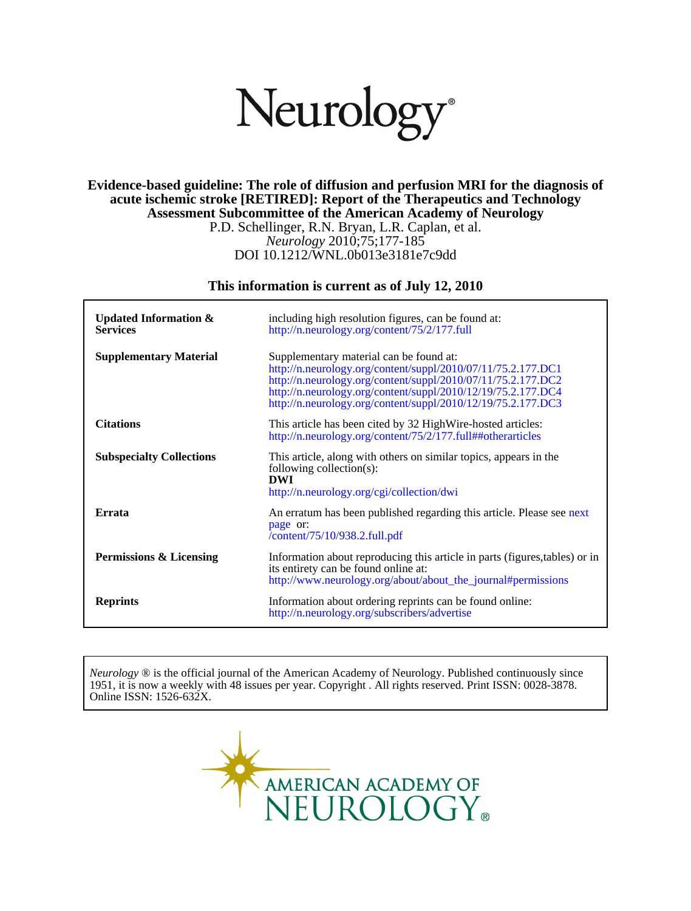# Neurology®

**Evidence-based guideline: The role of diffusion and perfusion MRI for the diagnosis of acute ischemic stroke [RETIRED]: Report of the Therapeutics and Technology Assessment Subcommittee of the American Academy of Neurology**

P.D. Schellinger, R.N. Bryan, L.R. Caplan, et al.

*Neurology* 2010;75;177-185

DOI 10.1212/WNL.0b013e3181e7c9dd

**This information is current as of July 12, 2010**

| | |
|---|---|
| **Updated Information & Services** | including high resolution figures, can be found at: http://n.neurology.org/content/75/2/177.full |
| **Supplementary Material** | Supplementary material can be found at: http://n.neurology.org/content/suppl/2010/07/11/75.2.177.DC1 http://n.neurology.org/content/suppl/2010/07/11/75.2.177.DC2 http://n.neurology.org/content/suppl/2010/12/19/75.2.177.DC4 http://n.neurology.org/content/suppl/2010/12/19/75.2.177.DC3 |
| **Citations** | This article has been cited by 32 HighWire-hosted articles: http://n.neurology.org/content/75/2/177.full##otherarticles |
| **Subspecialty Collections** | This article, along with others on similar topics, appears in the following collection(s): **DWI** http://n.neurology.org/cgi/collection/dwi |
| **Errata** | An erratum has been published regarding this article. Please see next page or: /content/75/10/938.2.full.pdf |
| **Permissions & Licensing** | Information about reproducing this article in parts (figures,tables) or in its entirety can be found online at: http://www.neurology.org/about/about_the_journal#permissions |
| **Reprints** | Information about ordering reprints can be found online: http://n.neurology.org/subscribers/advertise |

*Neurology* ® is the official journal of the American Academy of Neurology. Published continuously since 1951, it is now a weekly with 48 issues per year. Copyright . All rights reserved. Print ISSN: 0028-3878. Online ISSN: 1526-632X.

AMERICAN ACADEMY OF NEUROLOGY®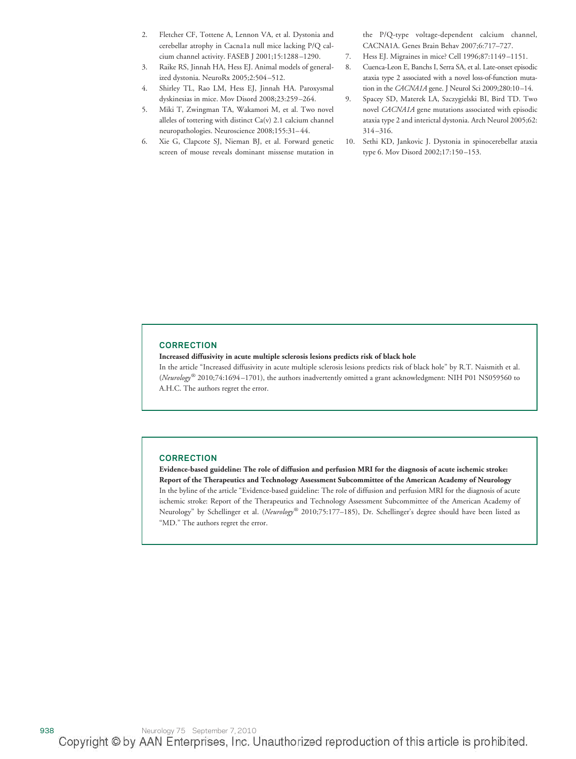2. Fletcher CF, Tottene A, Lennon VA, et al. Dystonia and cerebellar atrophy in Cacna1a null mice lacking P/Q calcium channel activity. FASEB J 2001;15:1288–1290.
3. Raike RS, Jinnah HA, Hess EJ. Animal models of generalized dystonia. NeuroRx 2005;2:504–512.
4. Shirley TL, Rao LM, Hess EJ, Jinnah HA. Paroxysmal dyskinesias in mice. Mov Disord 2008;23:259–264.
5. Miki T, Zwingman TA, Wakamori M, et al. Two novel alleles of tottering with distinct Ca(v) 2.1 calcium channel neuropathologies. Neuroscience 2008;155:31–44.
6. Xie G, Clapcote SJ, Nieman BJ, et al. Forward genetic screen of mouse reveals dominant missense mutation in the P/Q-type voltage-dependent calcium channel, CACNA1A. Genes Brain Behav 2007;6:717–727.
7. Hess EJ. Migraines in mice? Cell 1996;87:1149–1151.
8. Cuenca-Leon E, Banchs I, Serra SA, et al. Late-onset episodic ataxia type 2 associated with a novel loss-of-function mutation in the *CACNA1A* gene. J Neurol Sci 2009;280:10–14.
9. Spacey SD, Materek LA, Szczygielski BI, Bird TD. Two novel *CACNA1A* gene mutations associated with episodic ataxia type 2 and interictal dystonia. Arch Neurol 2005;62:314–316.
10. Sethi KD, Jankovic J. Dystonia in spinocerebellar ataxia type 6. Mov Disord 2002;17:150–153.

## CORRECTION

**Increased diffusivity in acute multiple sclerosis lesions predicts risk of black hole**

In the article "Increased diffusivity in acute multiple sclerosis lesions predicts risk of black hole" by R.T. Naismith et al. (*Neurology*® 2010;74:1694–1701), the authors inadvertently omitted a grant acknowledgment: NIH P01 NS059560 to A.H.C. The authors regret the error.

## CORRECTION

**Evidence-based guideline: The role of diffusion and perfusion MRI for the diagnosis of acute ischemic stroke: Report of the Therapeutics and Technology Assessment Subcommittee of the American Academy of Neurology**

In the byline of the article "Evidence-based guideline: The role of diffusion and perfusion MRI for the diagnosis of acute ischemic stroke: Report of the Therapeutics and Technology Assessment Subcommittee of the American Academy of Neurology" by Schellinger et al. (*Neurology*® 2010;75:177–185), Dr. Schellinger's degree should have been listed as "MD." The authors regret the error.